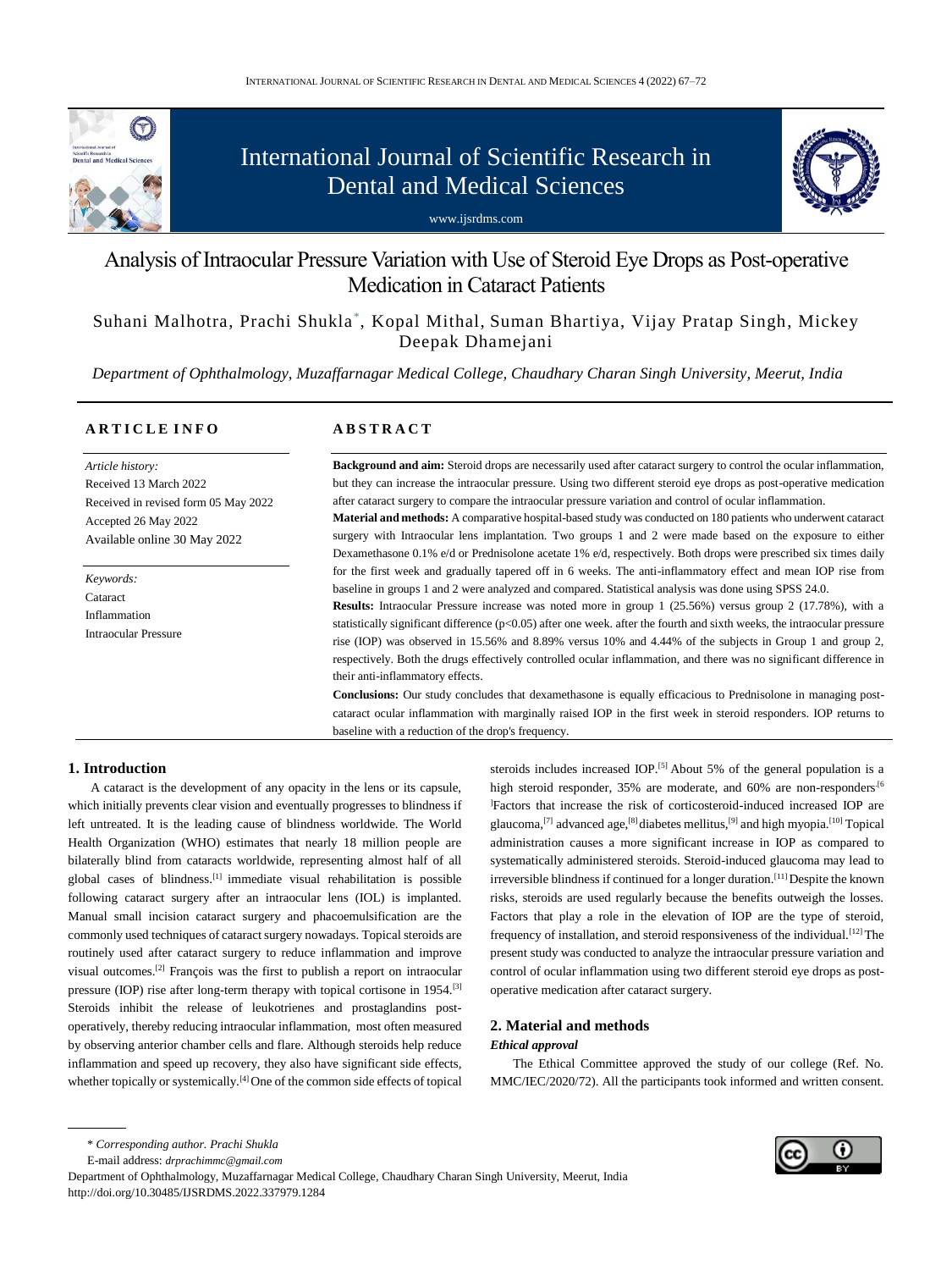# Analysis of Intraocular Pressure Variation with Use of Steroid Eye Drops as Post-operative Medication in Cataract Patients

Suhani Malhotra, Prachi Shukla*, Kopal Mithal, Suman Bhartiya, Vijay Pratap Singh, Mickey Deepak Dhamejani

*Department of Ophthalmology, Muzaffarnagar Medical College, Chaudhary Charan Singh University, Meerut, India*

## ARTICLE INFO

*Article history:*
Received 13 March 2022
Received in revised form 05 May 2022
Accepted 26 May 2022
Available online 30 May 2022

*Keywords:*
Cataract
Inflammation
Intraocular Pressure

## ABSTRACT

**Background and aim:** Steroid drops are necessarily used after cataract surgery to control the ocular inflammation, but they can increase the intraocular pressure. Using two different steroid eye drops as post-operative medication after cataract surgery to compare the intraocular pressure variation and control of ocular inflammation.

**Material and methods:** A comparative hospital-based study was conducted on 180 patients who underwent cataract surgery with Intraocular lens implantation. Two groups 1 and 2 were made based on the exposure to either Dexamethasone 0.1% e/d or Prednisolone acetate 1% e/d, respectively. Both drops were prescribed six times daily for the first week and gradually tapered off in 6 weeks. The anti-inflammatory effect and mean IOP rise from baseline in groups 1 and 2 were analyzed and compared. Statistical analysis was done using SPSS 24.0.

**Results:** Intraocular Pressure increase was noted more in group 1 (25.56%) versus group 2 (17.78%), with a statistically significant difference ($p<0.05$) after one week. after the fourth and sixth weeks, the intraocular pressure rise (IOP) was observed in 15.56% and 8.89% versus 10% and 4.44% of the subjects in Group 1 and group 2, respectively. Both the drugs effectively controlled ocular inflammation, and there was no significant difference in their anti-inflammatory effects.

**Conclusions:** Our study concludes that dexamethasone is equally efficacious to Prednisolone in managing post-cataract ocular inflammation with marginally raised IOP in the first week in steroid responders. IOP returns to baseline with a reduction of the drop's frequency.

## 1. Introduction

A cataract is the development of any opacity in the lens or its capsule, which initially prevents clear vision and eventually progresses to blindness if left untreated. It is the leading cause of blindness worldwide. The World Health Organization (WHO) estimates that nearly 18 million people are bilaterally blind from cataracts worldwide, representing almost half of all global cases of blindness.[1] immediate visual rehabilitation is possible following cataract surgery after an intraocular lens (IOL) is implanted. Manual small incision cataract surgery and phacoemulsification are the commonly used techniques of cataract surgery nowadays. Topical steroids are routinely used after cataract surgery to reduce inflammation and improve visual outcomes.[2] François was the first to publish a report on intraocular pressure (IOP) rise after long-term therapy with topical cortisone in 1954.[3] Steroids inhibit the release of leukotrienes and prostaglandins post-operatively, thereby reducing intraocular inflammation, most often measured by observing anterior chamber cells and flare. Although steroids help reduce inflammation and speed up recovery, they also have significant side effects, whether topically or systemically.[4] One of the common side effects of topical steroids includes increased IOP.[5] About 5% of the general population is a high steroid responder, 35% are moderate, and 60% are non-responders[6] Factors that increase the risk of corticosteroid-induced increased IOP are glaucoma,[7] advanced age,[8] diabetes mellitus,[9] and high myopia.[10] Topical administration causes a more significant increase in IOP as compared to systemically administered steroids. Steroid-induced glaucoma may lead to irreversible blindness if continued for a longer duration.[11] Despite the known risks, steroids are used regularly because the benefits outweigh the losses. Factors that play a role in the elevation of IOP are the type of steroid, frequency of installation, and steroid responsiveness of the individual.[12] The present study was conducted to analyze the intraocular pressure variation and control of ocular inflammation using two different steroid eye drops as post-operative medication after cataract surgery.

## 2. Material and methods

### *Ethical approval*

The Ethical Committee approved the study of our college (Ref. No. MMC/IEC/2020/72). All the participants took informed and written consent.

---

\* *Corresponding author. Prachi Shukla*
E-mail address: *drprachimmc@gmail.com*
Department of Ophthalmology, Muzaffarnagar Medical College, Chaudhary Charan Singh University, Meerut, India
http://doi.org/10.30485/IJSRDMS.2022.337979.1284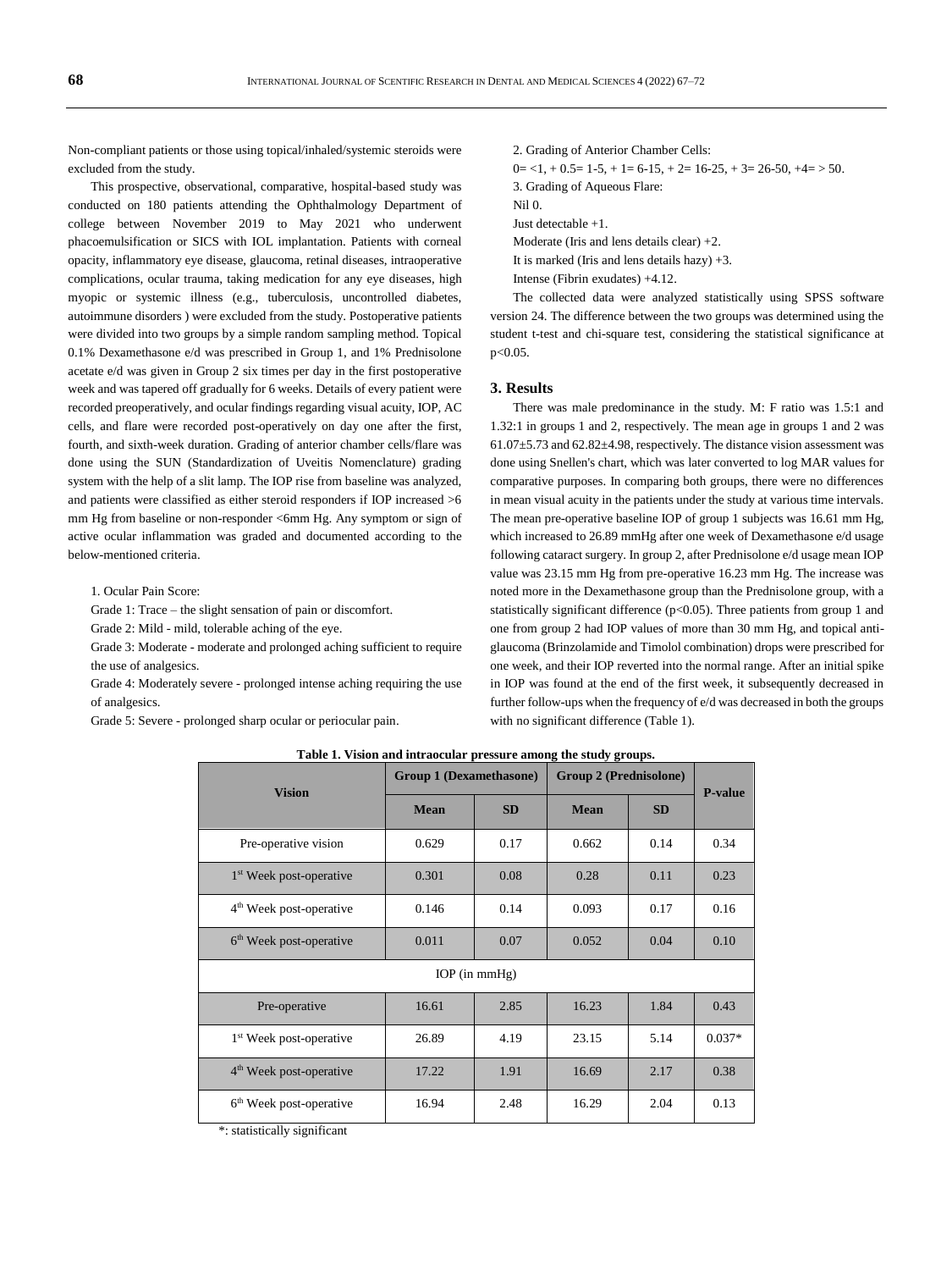Non-compliant patients or those using topical/inhaled/systemic steroids were excluded from the study.

This prospective, observational, comparative, hospital-based study was conducted on 180 patients attending the Ophthalmology Department of college between November 2019 to May 2021 who underwent phacoemulsification or SICS with IOL implantation. Patients with corneal opacity, inflammatory eye disease, glaucoma, retinal diseases, intraoperative complications, ocular trauma, taking medication for any eye diseases, high myopic or systemic illness (e.g., tuberculosis, uncontrolled diabetes, autoimmune disorders ) were excluded from the study. Postoperative patients were divided into two groups by a simple random sampling method. Topical 0.1% Dexamethasone e/d was prescribed in Group 1, and 1% Prednisolone acetate e/d was given in Group 2 six times per day in the first postoperative week and was tapered off gradually for 6 weeks. Details of every patient were recorded preoperatively, and ocular findings regarding visual acuity, IOP, AC cells, and flare were recorded post-operatively on day one after the first, fourth, and sixth-week duration. Grading of anterior chamber cells/flare was done using the SUN (Standardization of Uveitis Nomenclature) grading system with the help of a slit lamp. The IOP rise from baseline was analyzed, and patients were classified as either steroid responders if IOP increased >6 mm Hg from baseline or non-responder <6mm Hg. Any symptom or sign of active ocular inflammation was graded and documented according to the below-mentioned criteria.

1. Ocular Pain Score:

Grade 1: Trace – the slight sensation of pain or discomfort.

Grade 2: Mild - mild, tolerable aching of the eye.

Grade 3: Moderate - moderate and prolonged aching sufficient to require the use of analgesics.

Grade 4: Moderately severe - prolonged intense aching requiring the use of analgesics.

Grade 5: Severe - prolonged sharp ocular or periocular pain.

2. Grading of Anterior Chamber Cells:

0= <1, + 0.5= 1-5, + 1= 6-15, + 2= 16-25, + 3= 26-50, +4= > 50.

3. Grading of Aqueous Flare:

Nil 0.

Just detectable +1.

Moderate (Iris and lens details clear) +2.

It is marked (Iris and lens details hazy) +3.

Intense (Fibrin exudates) +4.12.

The collected data were analyzed statistically using SPSS software version 24. The difference between the two groups was determined using the student t-test and chi-square test, considering the statistical significance at p<0.05.

## 3. Results

There was male predominance in the study. M: F ratio was 1.5:1 and 1.32:1 in groups 1 and 2, respectively. The mean age in groups 1 and 2 was 61.07±5.73 and 62.82±4.98, respectively. The distance vision assessment was done using Snellen's chart, which was later converted to log MAR values for comparative purposes. In comparing both groups, there were no differences in mean visual acuity in the patients under the study at various time intervals. The mean pre-operative baseline IOP of group 1 subjects was 16.61 mm Hg, which increased to 26.89 mmHg after one week of Dexamethasone e/d usage following cataract surgery. In group 2, after Prednisolone e/d usage mean IOP value was 23.15 mm Hg from pre-operative 16.23 mm Hg. The increase was noted more in the Dexamethasone group than the Prednisolone group, with a statistically significant difference (p<0.05). Three patients from group 1 and one from group 2 had IOP values of more than 30 mm Hg, and topical anti-glaucoma (Brinzolamide and Timolol combination) drops were prescribed for one week, and their IOP reverted into the normal range. After an initial spike in IOP was found at the end of the first week, it subsequently decreased in further follow-ups when the frequency of e/d was decreased in both the groups with no significant difference (Table 1).

**Table 1. Vision and intraocular pressure among the study groups.**

| Vision | Group 1 (Dexamethasone) | | Group 2 (Prednisolone) | | P-value |
|---|---|---|---|---|---|
| | Mean | SD | Mean | SD | |
| Pre-operative vision | 0.629 | 0.17 | 0.662 | 0.14 | 0.34 |
| 1st Week post-operative | 0.301 | 0.08 | 0.28 | 0.11 | 0.23 |
| 4th Week post-operative | 0.146 | 0.14 | 0.093 | 0.17 | 0.16 |
| 6th Week post-operative | 0.011 | 0.07 | 0.052 | 0.04 | 0.10 |
| IOP (in mmHg) | | | | | |
| Pre-operative | 16.61 | 2.85 | 16.23 | 1.84 | 0.43 |
| 1st Week post-operative | 26.89 | 4.19 | 23.15 | 5.14 | 0.037* |
| 4th Week post-operative | 17.22 | 1.91 | 16.69 | 2.17 | 0.38 |
| 6th Week post-operative | 16.94 | 2.48 | 16.29 | 2.04 | 0.13 |

*: statistically significant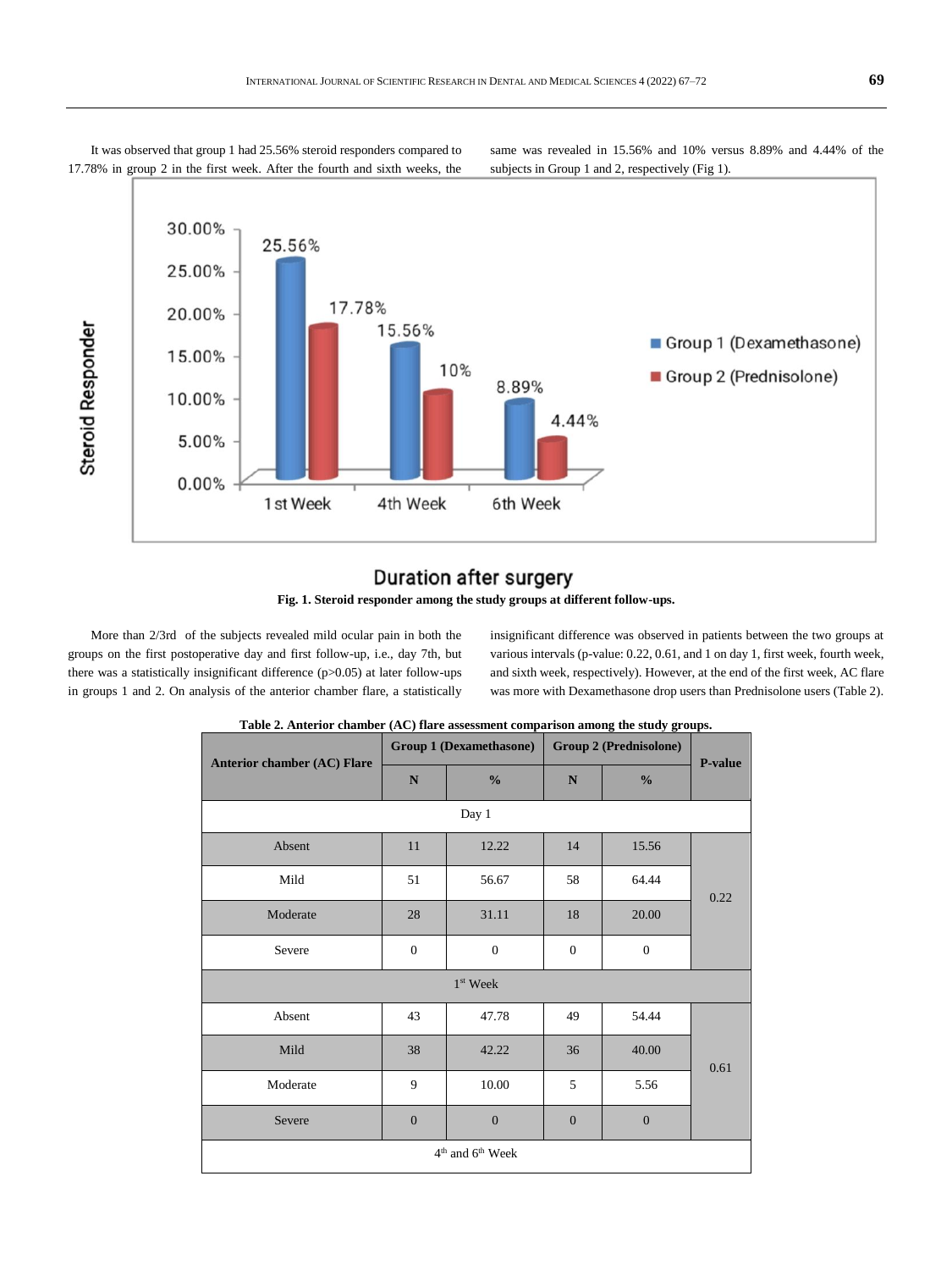It was observed that group 1 had 25.56% steroid responders compared to 17.78% in group 2 in the first week. After the fourth and sixth weeks, the same was revealed in 15.56% and 10% versus 8.89% and 4.44% of the subjects in Group 1 and 2, respectively (Fig 1).

**Fig. 1. Steroid responder among the study groups at different follow-ups.**

More than 2/3rd of the subjects revealed mild ocular pain in both the groups on the first postoperative day and first follow-up, i.e., day 7th, but there was a statistically insignificant difference (p>0.05) at later follow-ups in groups 1 and 2. On analysis of the anterior chamber flare, a statistically insignificant difference was observed in patients between the two groups at various intervals (p-value: 0.22, 0.61, and 1 on day 1, first week, fourth week, and sixth week, respectively). However, at the end of the first week, AC flare was more with Dexamethasone drop users than Prednisolone users (Table 2).

**Table 2. Anterior chamber (AC) flare assessment comparison among the study groups.**

| Anterior chamber (AC) Flare | Group 1 (Dexamethasone) | | Group 2 (Prednisolone) | | P-value |
|---|---|---|---|---|---|
| | N | % | N | % | |
| Day 1 | | | | | |
| Absent | 11 | 12.22 | 14 | 15.56 | 0.22 |
| Mild | 51 | 56.67 | 58 | 64.44 | |
| Moderate | 28 | 31.11 | 18 | 20.00 | |
| Severe | 0 | 0 | 0 | 0 | |
| 1st Week | | | | | |
| Absent | 43 | 47.78 | 49 | 54.44 | 0.61 |
| Mild | 38 | 42.22 | 36 | 40.00 | |
| Moderate | 9 | 10.00 | 5 | 5.56 | |
| Severe | 0 | 0 | 0 | 0 | |
| 4th and 6th Week | | | | | |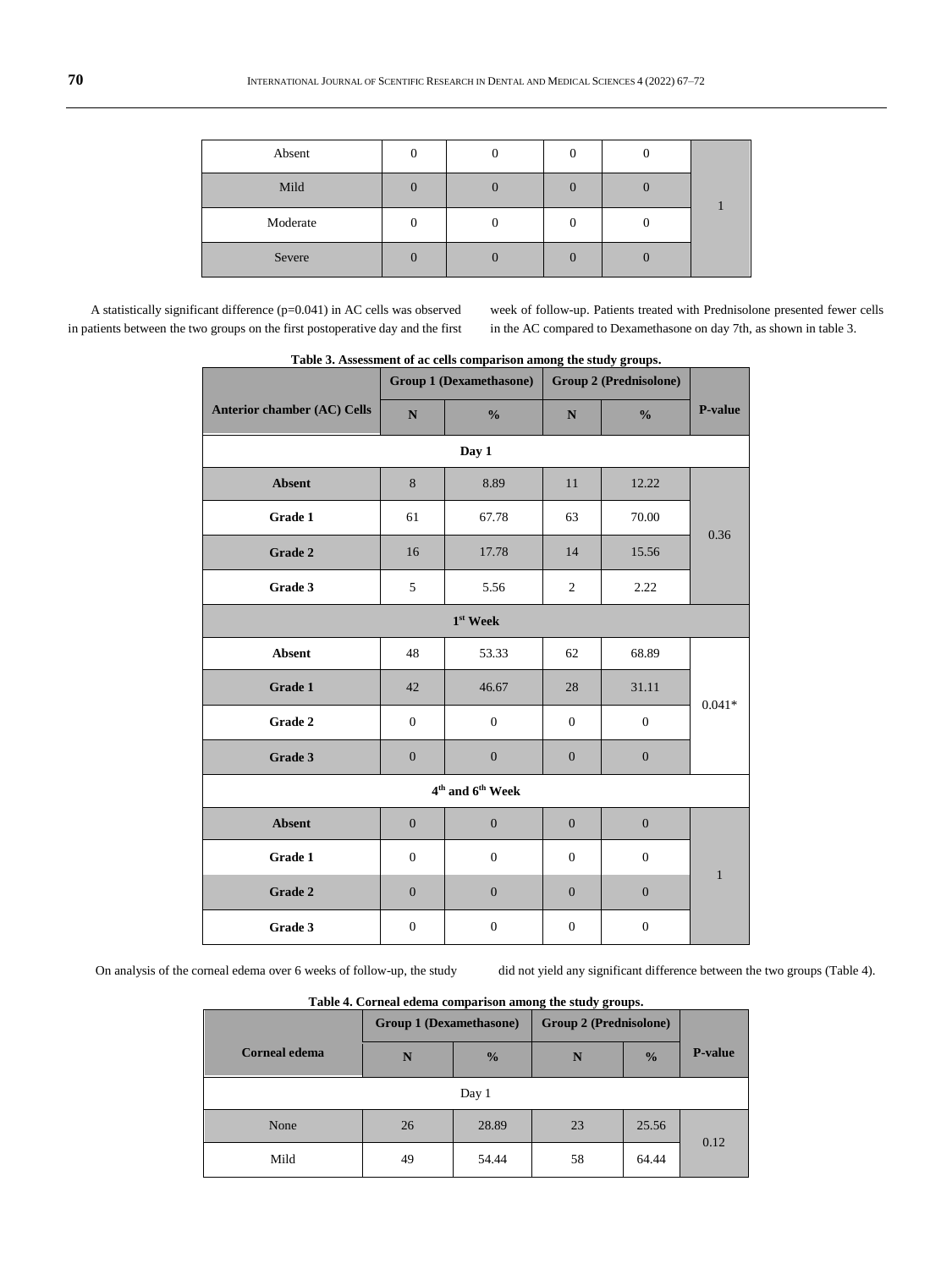| Absent | 0 | 0 | 0 | 0 | 1 |
|---|---|---|---|---|---|
| Mild | 0 | 0 | 0 | 0 | |
| Moderate | 0 | 0 | 0 | 0 | |
| Severe | 0 | 0 | 0 | 0 | |

A statistically significant difference (p=0.041) in AC cells was observed in patients between the two groups on the first postoperative day and the first week of follow-up. Patients treated with Prednisolone presented fewer cells in the AC compared to Dexamethasone on day 7th, as shown in table 3.

**Table 3. Assessment of ac cells comparison among the study groups.**

| Anterior chamber (AC) Cells | Group 1 (Dexamethasone) | | Group 2 (Prednisolone) | | P-value |
|---|---|---|---|---|---|
| | N | % | N | % | |
| **Day 1** | | | | | |
| **Absent** | 8 | 8.89 | 11 | 12.22 | 0.36 |
| **Grade 1** | 61 | 67.78 | 63 | 70.00 | |
| **Grade 2** | 16 | 17.78 | 14 | 15.56 | |
| **Grade 3** | 5 | 5.56 | 2 | 2.22 | |
| **1st Week** | | | | | |
| **Absent** | 48 | 53.33 | 62 | 68.89 | 0.041* |
| **Grade 1** | 42 | 46.67 | 28 | 31.11 | |
| **Grade 2** | 0 | 0 | 0 | 0 | |
| **Grade 3** | 0 | 0 | 0 | 0 | |
| **4th and 6th Week** | | | | | |
| **Absent** | 0 | 0 | 0 | 0 | 1 |
| **Grade 1** | 0 | 0 | 0 | 0 | |
| **Grade 2** | 0 | 0 | 0 | 0 | |
| **Grade 3** | 0 | 0 | 0 | 0 | |

On analysis of the corneal edema over 6 weeks of follow-up, the study did not yield any significant difference between the two groups (Table 4).

**Table 4. Corneal edema comparison among the study groups.**

| Corneal edema | Group 1 (Dexamethasone) | | Group 2 (Prednisolone) | | P-value |
|---|---|---|---|---|---|
| | N | % | N | % | |
| Day 1 | | | | | |
| None | 26 | 28.89 | 23 | 25.56 | 0.12 |
| Mild | 49 | 54.44 | 58 | 64.44 | |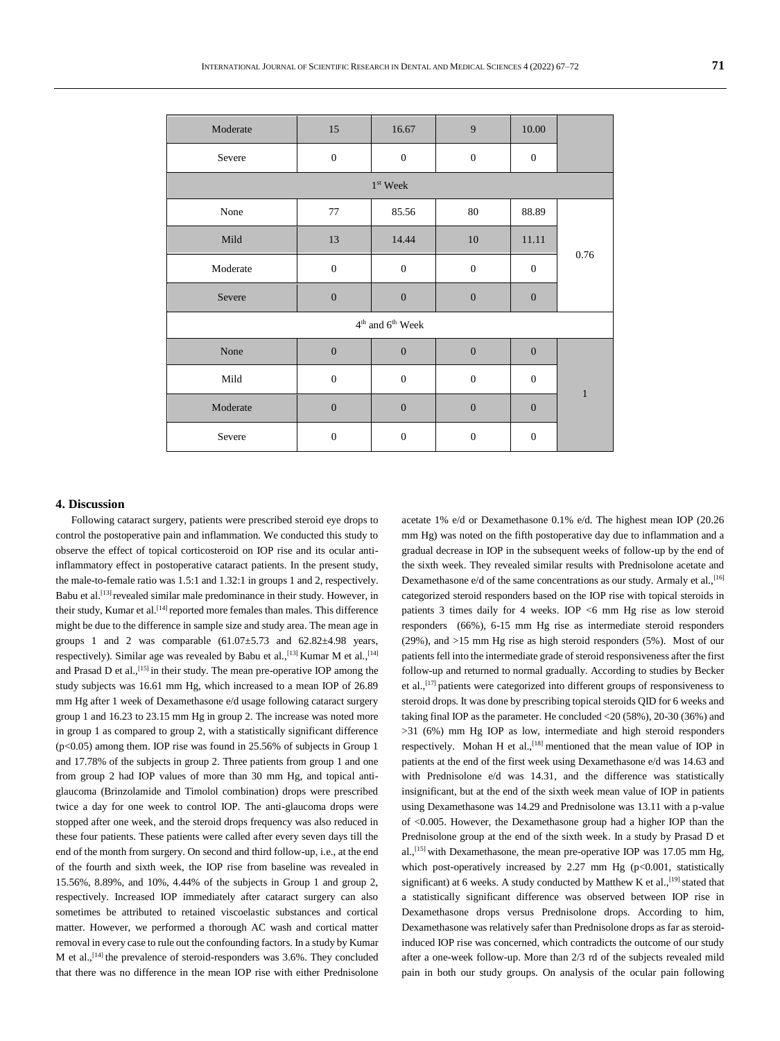| | | | | | |
|---|---|---|---|---|---|
| Moderate | 15 | 16.67 | 9 | 10.00 | |
| Severe | 0 | 0 | 0 | 0 | |
| 1st Week | | | | | |
| None | 77 | 85.56 | 80 | 88.89 | 0.76 |
| Mild | 13 | 14.44 | 10 | 11.11 | |
| Moderate | 0 | 0 | 0 | 0 | |
| Severe | 0 | 0 | 0 | 0 | |
| 4th and 6th Week | | | | | |
| None | 0 | 0 | 0 | 0 | 1 |
| Mild | 0 | 0 | 0 | 0 | |
| Moderate | 0 | 0 | 0 | 0 | |
| Severe | 0 | 0 | 0 | 0 | |

## 4. Discussion

Following cataract surgery, patients were prescribed steroid eye drops to control the postoperative pain and inflammation. We conducted this study to observe the effect of topical corticosteroid on IOP rise and its ocular anti-inflammatory effect in postoperative cataract patients. In the present study, the male-to-female ratio was 1.5:1 and 1.32:1 in groups 1 and 2, respectively. Babu et al.[13] revealed similar male predominance in their study. However, in their study, Kumar et al.[14] reported more females than males. This difference might be due to the difference in sample size and study area. The mean age in groups 1 and 2 was comparable (61.07±5.73 and 62.82±4.98 years, respectively). Similar age was revealed by Babu et al.,[13] Kumar M et al.,[14] and Prasad D et al.,[15] in their study. The mean pre-operative IOP among the study subjects was 16.61 mm Hg, which increased to a mean IOP of 26.89 mm Hg after 1 week of Dexamethasone e/d usage following cataract surgery group 1 and 16.23 to 23.15 mm Hg in group 2. The increase was noted more in group 1 as compared to group 2, with a statistically significant difference ($p<0.05$) among them. IOP rise was found in 25.56% of subjects in Group 1 and 17.78% of the subjects in group 2. Three patients from group 1 and one from group 2 had IOP values of more than 30 mm Hg, and topical anti-glaucoma (Brinzolamide and Timolol combination) drops were prescribed twice a day for one week to control IOP. The anti-glaucoma drops were stopped after one week, and the steroid drops frequency was also reduced in these four patients. These patients were called after every seven days till the end of the month from surgery. On second and third follow-up, i.e., at the end of the fourth and sixth week, the IOP rise from baseline was revealed in 15.56%, 8.89%, and 10%, 4.44% of the subjects in Group 1 and group 2, respectively. Increased IOP immediately after cataract surgery can also sometimes be attributed to retained viscoelastic substances and cortical matter. However, we performed a thorough AC wash and cortical matter removal in every case to rule out the confounding factors. In a study by Kumar M et al.,[14] the prevalence of steroid-responders was 3.6%. They concluded that there was no difference in the mean IOP rise with either Prednisolone acetate 1% e/d or Dexamethasone 0.1% e/d. The highest mean IOP (20.26 mm Hg) was noted on the fifth postoperative day due to inflammation and a gradual decrease in IOP in the subsequent weeks of follow-up by the end of the sixth week. They revealed similar results with Prednisolone acetate and Dexamethasone e/d of the same concentrations as our study. Armaly et al.,[16] categorized steroid responders based on the IOP rise with topical steroids in patients 3 times daily for 4 weeks. IOP <6 mm Hg rise as low steroid responders (66%), 6-15 mm Hg rise as intermediate steroid responders (29%), and >15 mm Hg rise as high steroid responders (5%). Most of our patients fell into the intermediate grade of steroid responsiveness after the first follow-up and returned to normal gradually. According to studies by Becker et al.,[17] patients were categorized into different groups of responsiveness to steroid drops. It was done by prescribing topical steroids QID for 6 weeks and taking final IOP as the parameter. He concluded <20 (58%), 20-30 (36%) and >31 (6%) mm Hg IOP as low, intermediate and high steroid responders respectively. Mohan H et al.,[18] mentioned that the mean value of IOP in patients at the end of the first week using Dexamethasone e/d was 14.63 and with Prednisolone e/d was 14.31, and the difference was statistically insignificant, but at the end of the sixth week mean value of IOP in patients using Dexamethasone was 14.29 and Prednisolone was 13.11 with a p-value of <0.005. However, the Dexamethasone group had a higher IOP than the Prednisolone group at the end of the sixth week. In a study by Prasad D et al.,[15] with Dexamethasone, the mean pre-operative IOP was 17.05 mm Hg, which post-operatively increased by 2.27 mm Hg ($p<0.001$, statistically significant) at 6 weeks. A study conducted by Matthew K et al.,[19] stated that a statistically significant difference was observed between IOP rise in Dexamethasone drops versus Prednisolone drops. According to him, Dexamethasone was relatively safer than Prednisolone drops as far as steroid-induced IOP rise was concerned, which contradicts the outcome of our study after a one-week follow-up. More than 2/3 rd of the subjects revealed mild pain in both our study groups. On analysis of the ocular pain following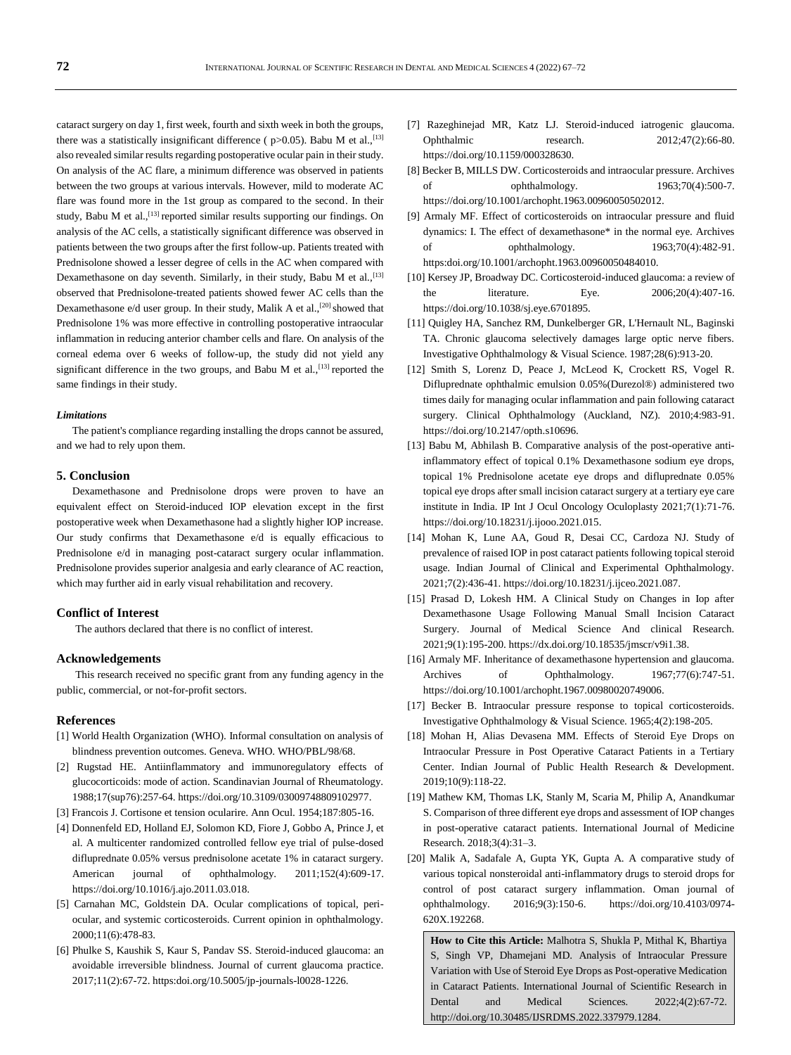cataract surgery on day 1, first week, fourth and sixth week in both the groups, there was a statistically insignificant difference ( p>0.05). Babu M et al.,[13] also revealed similar results regarding postoperative ocular pain in their study. On analysis of the AC flare, a minimum difference was observed in patients between the two groups at various intervals. However, mild to moderate AC flare was found more in the 1st group as compared to the second. In their study, Babu M et al.,[13] reported similar results supporting our findings. On analysis of the AC cells, a statistically significant difference was observed in patients between the two groups after the first follow-up. Patients treated with Prednisolone showed a lesser degree of cells in the AC when compared with Dexamethasone on day seventh. Similarly, in their study, Babu M et al.,[13] observed that Prednisolone-treated patients showed fewer AC cells than the Dexamethasone e/d user group. In their study, Malik A et al.,[20] showed that Prednisolone 1% was more effective in controlling postoperative intraocular inflammation in reducing anterior chamber cells and flare. On analysis of the corneal edema over 6 weeks of follow-up, the study did not yield any significant difference in the two groups, and Babu M et al.,[13] reported the same findings in their study.

***Limitations***

The patient's compliance regarding installing the drops cannot be assured, and we had to rely upon them.

## 5. Conclusion

Dexamethasone and Prednisolone drops were proven to have an equivalent effect on Steroid-induced IOP elevation except in the first postoperative week when Dexamethasone had a slightly higher IOP increase. Our study confirms that Dexamethasone e/d is equally efficacious to Prednisolone e/d in managing post-cataract surgery ocular inflammation. Prednisolone provides superior analgesia and early clearance of AC reaction, which may further aid in early visual rehabilitation and recovery.

## Conflict of Interest

The authors declared that there is no conflict of interest.

## Acknowledgements

This research received no specific grant from any funding agency in the public, commercial, or not-for-profit sectors.

## References

[1] World Health Organization (WHO). Informal consultation on analysis of blindness prevention outcomes. Geneva. WHO. WHO/PBL/98/68.

[2] Rugstad HE. Antiinflammatory and immunoregulatory effects of glucocorticoids: mode of action. Scandinavian Journal of Rheumatology. 1988;17(sup76):257-64. https://doi.org/10.3109/03009748809102977.

[3] Francois J. Cortisone et tension oculaire. Ann Ocul. 1954;187:805-16.

[4] Donnenfeld ED, Holland EJ, Solomon KD, Fiore J, Gobbo A, Prince J, et al. A multicenter randomized controlled fellow eye trial of pulse-dosed difluprednate 0.05% versus prednisolone acetate 1% in cataract surgery. American journal of ophthalmology. 2011;152(4):609-17. https://doi.org/10.1016/j.ajo.2011.03.018.

[5] Carnahan MC, Goldstein DA. Ocular complications of topical, peri-ocular, and systemic corticosteroids. Current opinion in ophthalmology. 2000;11(6):478-83.

[6] Phulke S, Kaushik S, Kaur S, Pandav SS. Steroid-induced glaucoma: an avoidable irreversible blindness. Journal of current glaucoma practice. 2017;11(2):67-72. https:doi.org/10.5005/jp-journals-l0028-1226.

[7] Razeghinejad MR, Katz LJ. Steroid-induced iatrogenic glaucoma. Ophthalmic research. 2012;47(2):66-80. https://doi.org/10.1159/000328630.

[8] Becker B, MILLS DW. Corticosteroids and intraocular pressure. Archives of ophthalmology. 1963;70(4):500-7. https://doi.org/10.1001/archopht.1963.00960050502012.

[9] Armaly MF. Effect of corticosteroids on intraocular pressure and fluid dynamics: I. The effect of dexamethasone* in the normal eye. Archives of ophthalmology. 1963;70(4):482-91. https:doi.org/10.1001/archopht.1963.00960050484010.

[10] Kersey JP, Broadway DC. Corticosteroid-induced glaucoma: a review of the literature. Eye. 2006;20(4):407-16. https://doi.org/10.1038/sj.eye.6701895.

[11] Quigley HA, Sanchez RM, Dunkelberger GR, L'Hernault NL, Baginski TA. Chronic glaucoma selectively damages large optic nerve fibers. Investigative Ophthalmology & Visual Science. 1987;28(6):913-20.

[12] Smith S, Lorenz D, Peace J, McLeod K, Crockett RS, Vogel R. Difluprednate ophthalmic emulsion 0.05%(Durezol®) administered two times daily for managing ocular inflammation and pain following cataract surgery. Clinical Ophthalmology (Auckland, NZ). 2010;4:983-91. https://doi.org/10.2147/opth.s10696.

[13] Babu M, Abhilash B. Comparative analysis of the post-operative anti-inflammatory effect of topical 0.1% Dexamethasone sodium eye drops, topical 1% Prednisolone acetate eye drops and difluprednate 0.05% topical eye drops after small incision cataract surgery at a tertiary eye care institute in India. IP Int J Ocul Oncology Oculoplasty 2021;7(1):71-76. https://doi.org/10.18231/j.ijooo.2021.015.

[14] Mohan K, Lune AA, Goud R, Desai CC, Cardoza NJ. Study of prevalence of raised IOP in post cataract patients following topical steroid usage. Indian Journal of Clinical and Experimental Ophthalmology. 2021;7(2):436-41. https://doi.org/10.18231/j.ijceo.2021.087.

[15] Prasad D, Lokesh HM. A Clinical Study on Changes in Iop after Dexamethasone Usage Following Manual Small Incision Cataract Surgery. Journal of Medical Science And clinical Research. 2021;9(1):195-200. https://dx.doi.org/10.18535/jmscr/v9i1.38.

[16] Armaly MF. Inheritance of dexamethasone hypertension and glaucoma. Archives of Ophthalmology. 1967;77(6):747-51. https://doi.org/10.1001/archopht.1967.00980020749006.

[17] Becker B. Intraocular pressure response to topical corticosteroids. Investigative Ophthalmology & Visual Science. 1965;4(2):198-205.

[18] Mohan H, Alias Devasena MM. Effects of Steroid Eye Drops on Intraocular Pressure in Post Operative Cataract Patients in a Tertiary Center. Indian Journal of Public Health Research & Development. 2019;10(9):118-22.

[19] Mathew KM, Thomas LK, Stanly M, Scaria M, Philip A, Anandkumar S. Comparison of three different eye drops and assessment of IOP changes in post-operative cataract patients. International Journal of Medicine Research. 2018;3(4):31–3.

[20] Malik A, Sadafale A, Gupta YK, Gupta A. A comparative study of various topical nonsteroidal anti-inflammatory drugs to steroid drops for control of post cataract surgery inflammation. Oman journal of ophthalmology. 2016;9(3):150-6. https://doi.org/10.4103/0974-620X.192268.

**How to Cite this Article:** Malhotra S, Shukla P, Mithal K, Bhartiya S, Singh VP, Dhamejani MD. Analysis of Intraocular Pressure Variation with Use of Steroid Eye Drops as Post-operative Medication in Cataract Patients. International Journal of Scientific Research in Dental and Medical Sciences. 2022;4(2):67-72. http://doi.org/10.30485/IJSRDMS.2022.337979.1284.